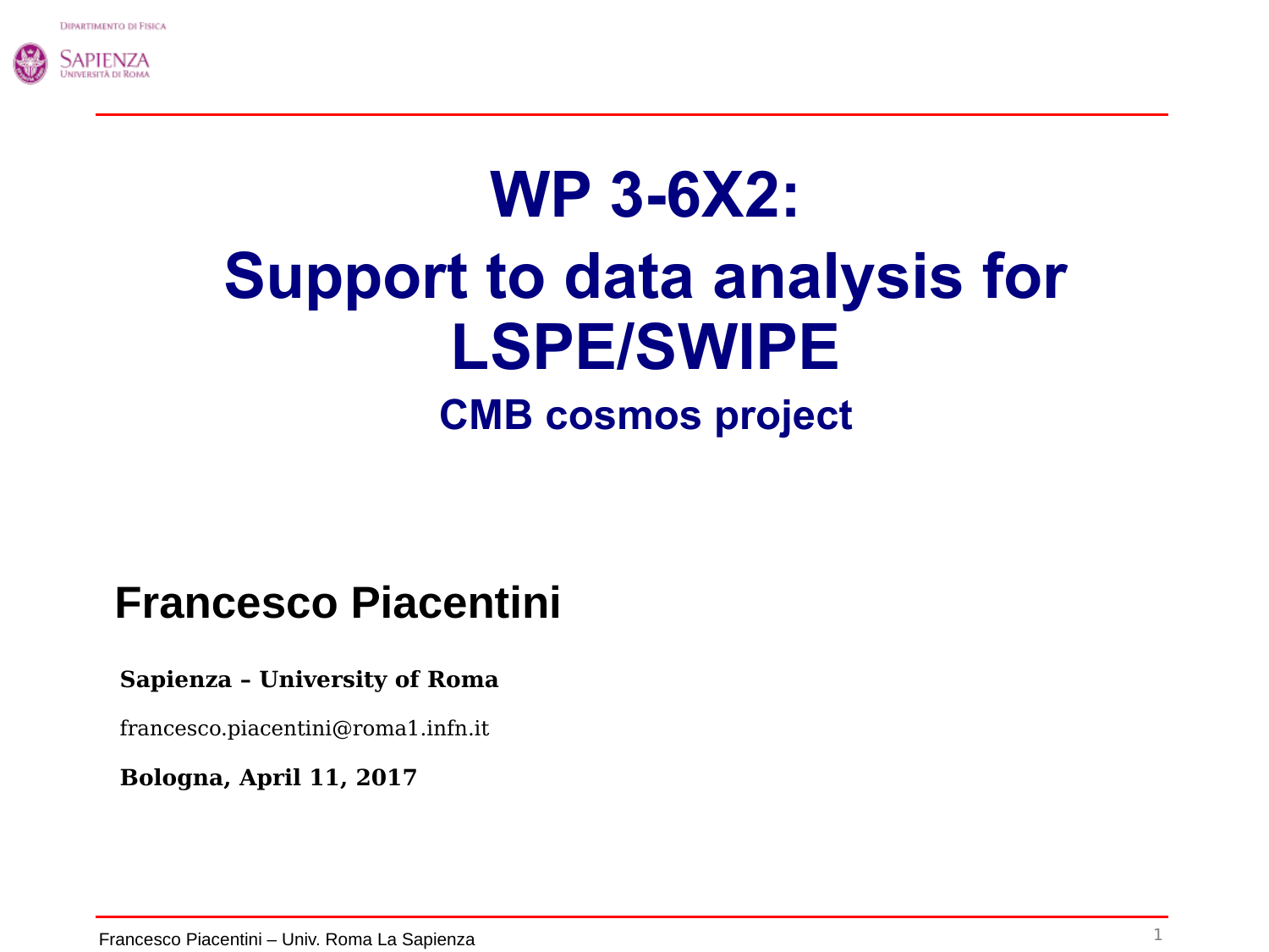# WP 3-6X2: Support to data analysis for LSPE/SWIPE

## CMB cosmos project

**Francesco Piacentini**

**Sapienza – University of Roma**

francesco.piacentini@roma1.infn.it

**Bologna, April 11, 2017**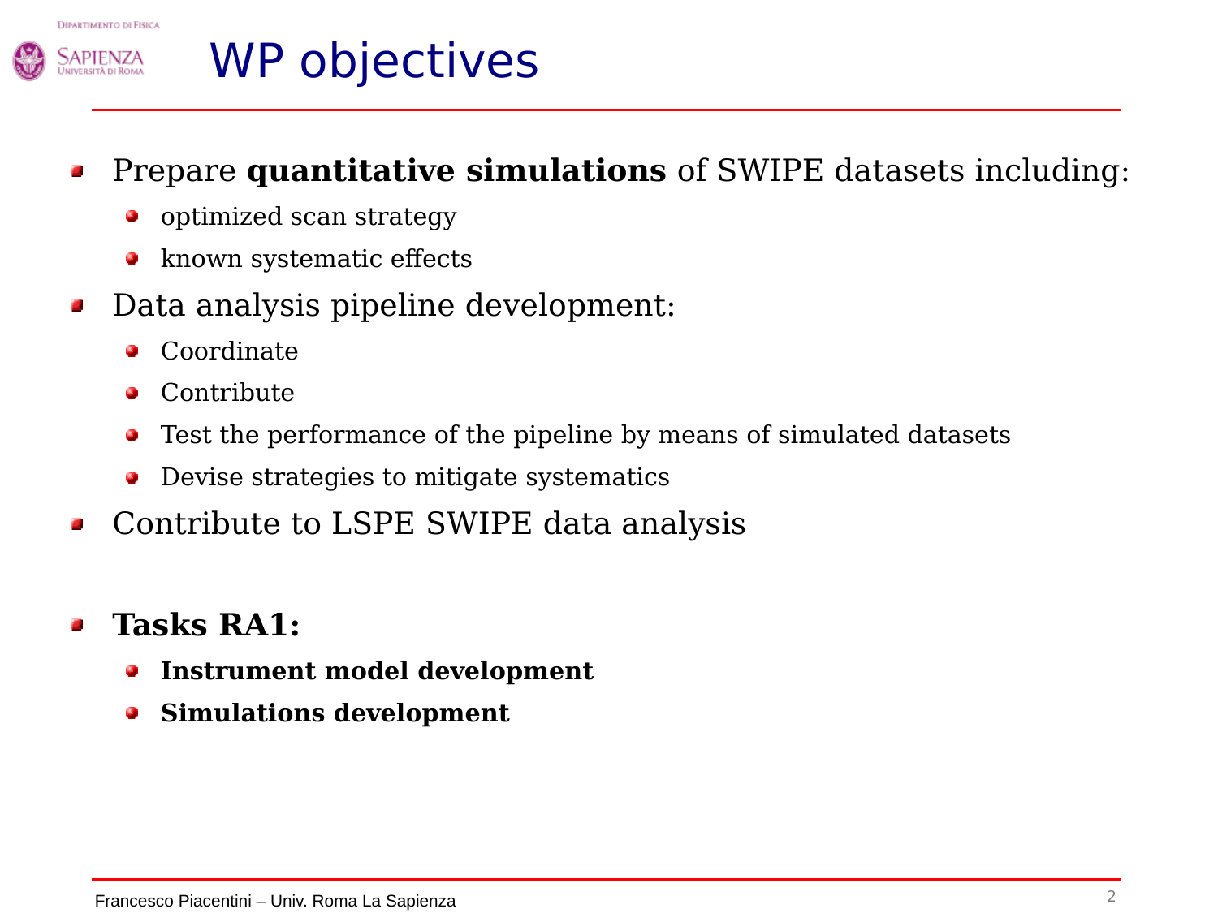# WP objectives

- Prepare **quantitative simulations** of SWIPE datasets including:
  - optimized scan strategy
  - known systematic effects
- Data analysis pipeline development:
  - Coordinate
  - Contribute
  - Test the performance of the pipeline by means of simulated datasets
  - Devise strategies to mitigate systematics
- Contribute to LSPE SWIPE data analysis

- **Tasks RA1:**
  - **Instrument model development**
  - **Simulations development**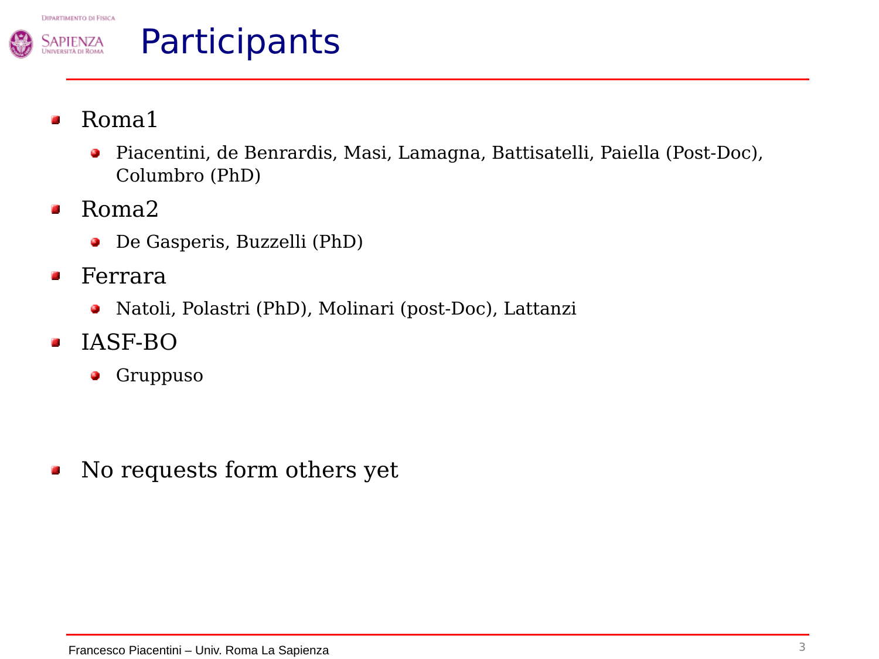# Participants

- Roma1
  - Piacentini, de Benrardis, Masi, Lamagna, Battisatelli, Paiella (Post-Doc), Columbro (PhD)
- Roma2
  - De Gasperis, Buzzelli (PhD)
- Ferrara
  - Natoli, Polastri (PhD), Molinari (post-Doc), Lattanzi
- IASF-BO
  - Gruppuso

- No requests form others yet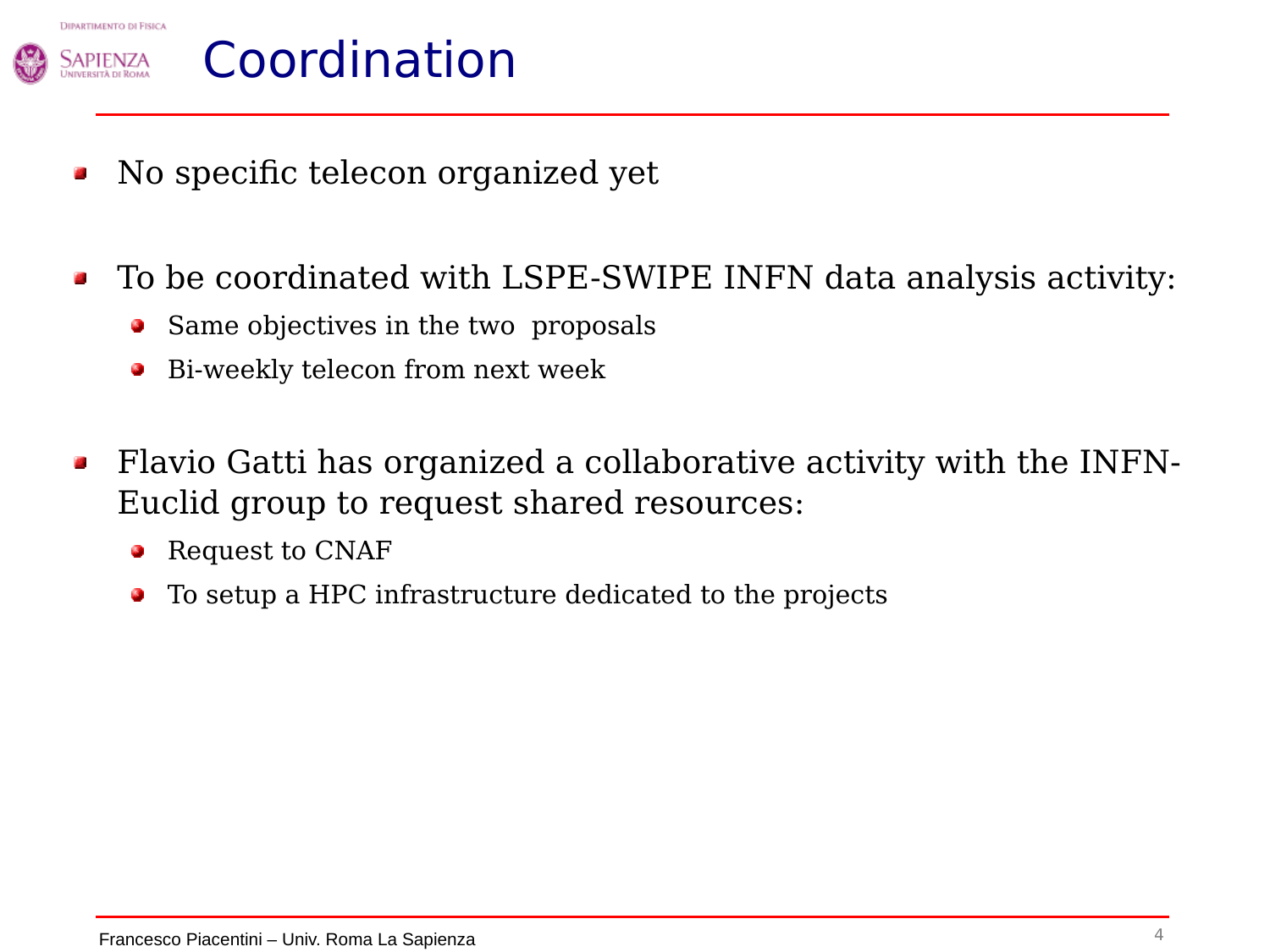# Coordination

- No specific telecon organized yet
- To be coordinated with LSPE-SWIPE INFN data analysis activity:
  - Same objectives in the two  proposals
  - Bi-weekly telecon from next week
- Flavio Gatti has organized a collaborative activity with the INFN-Euclid group to request shared resources:
  - Request to CNAF
  - To setup a HPC infrastructure dedicated to the projects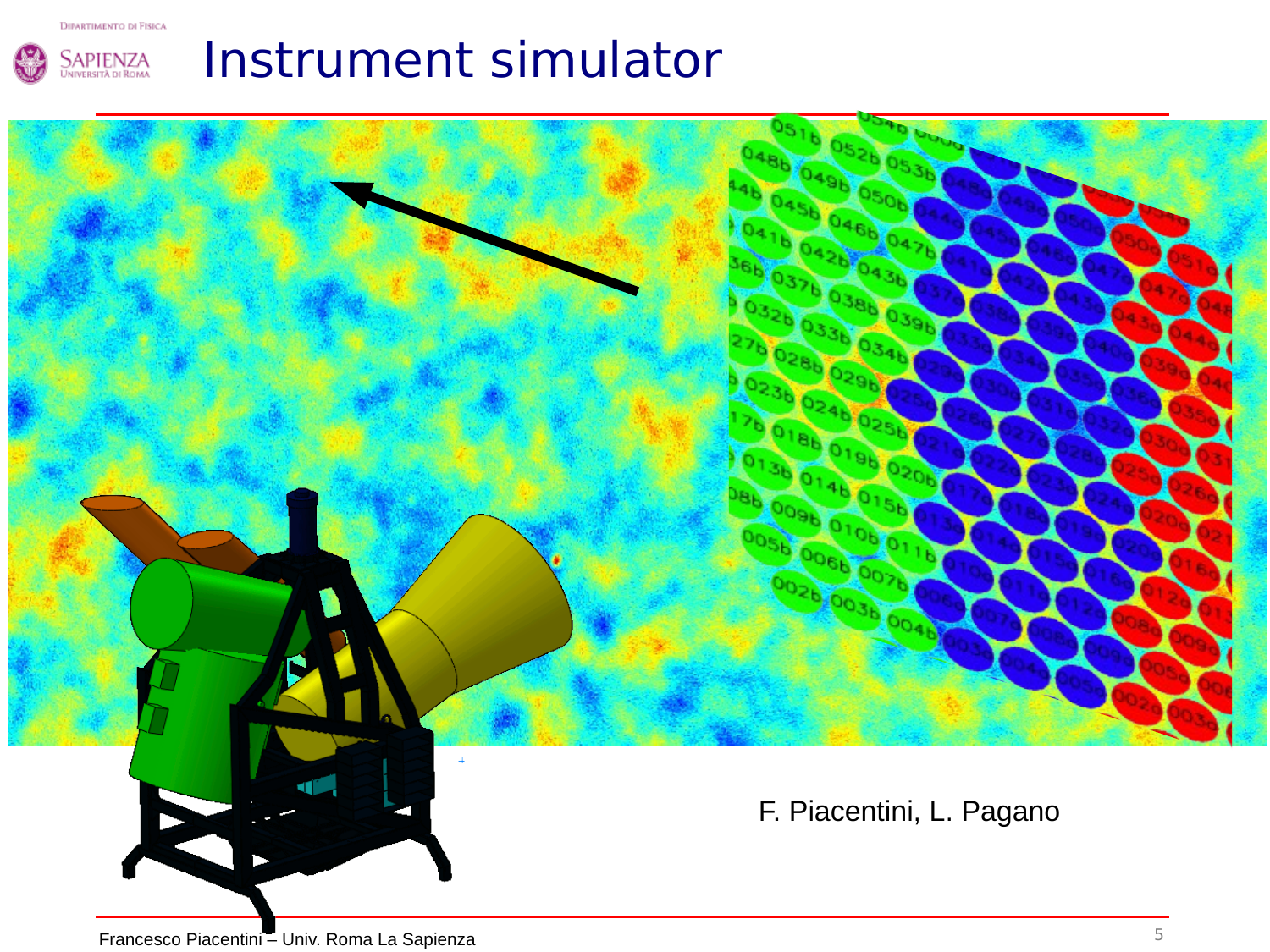# Instrument simulator

F. Piacentini, L. Pagano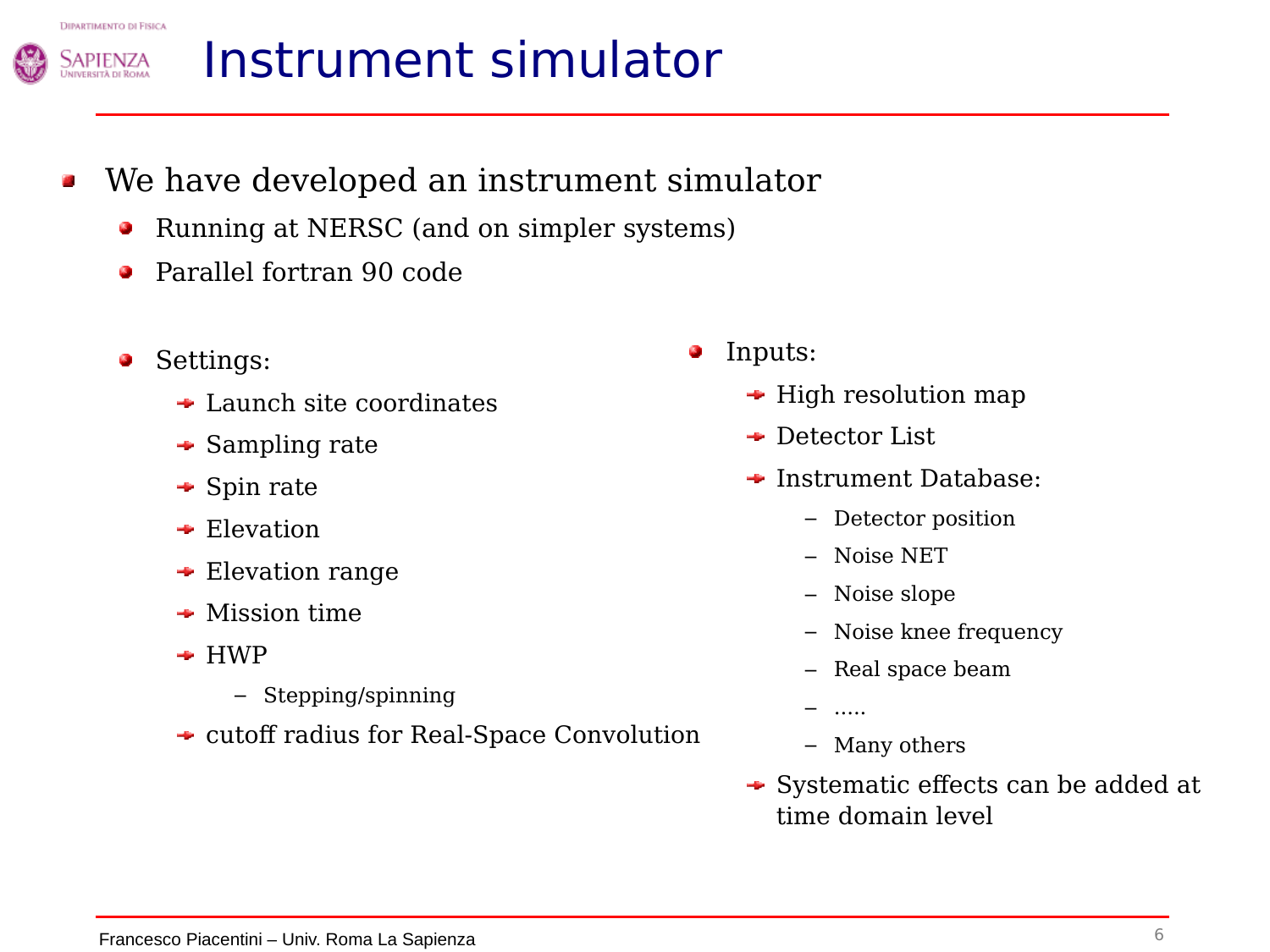# Instrument simulator

- We have developed an instrument simulator
  - Running at NERSC (and on simpler systems)
  - Parallel fortran 90 code
  - Settings:
    - Launch site coordinates
    - Sampling rate
    - Spin rate
    - Elevation
    - Elevation range
    - Mission time
    - HWP
      - Stepping/spinning
    - cutoff radius for Real-Space Convolution
  - Inputs:
    - High resolution map
    - Detector List
    - Instrument Database:
      - Detector position
      - Noise NET
      - Noise slope
      - Noise knee frequency
      - Real space beam
      - .....
      - Many others
    - Systematic effects can be added at time domain level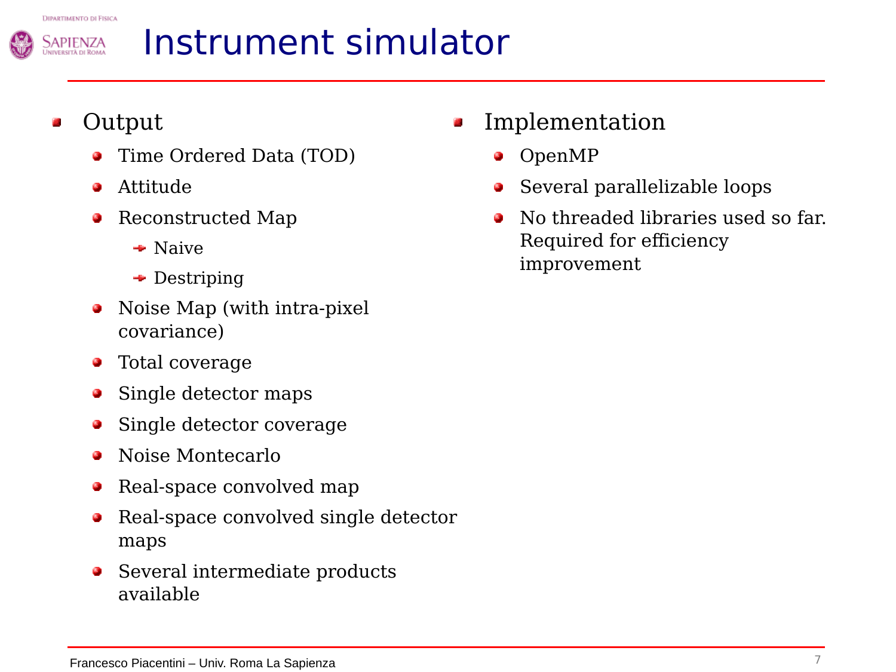# Instrument simulator

- Output
  - Time Ordered Data (TOD)
  - Attitude
  - Reconstructed Map
    - Naive
    - Destriping
  - Noise Map (with intra-pixel covariance)
  - Total coverage
  - Single detector maps
  - Single detector coverage
  - Noise Montecarlo
  - Real-space convolved map
  - Real-space convolved single detector maps
  - Several intermediate products available

- Implementation
  - OpenMP
  - Several parallelizable loops
  - No threaded libraries used so far. Required for efficiency improvement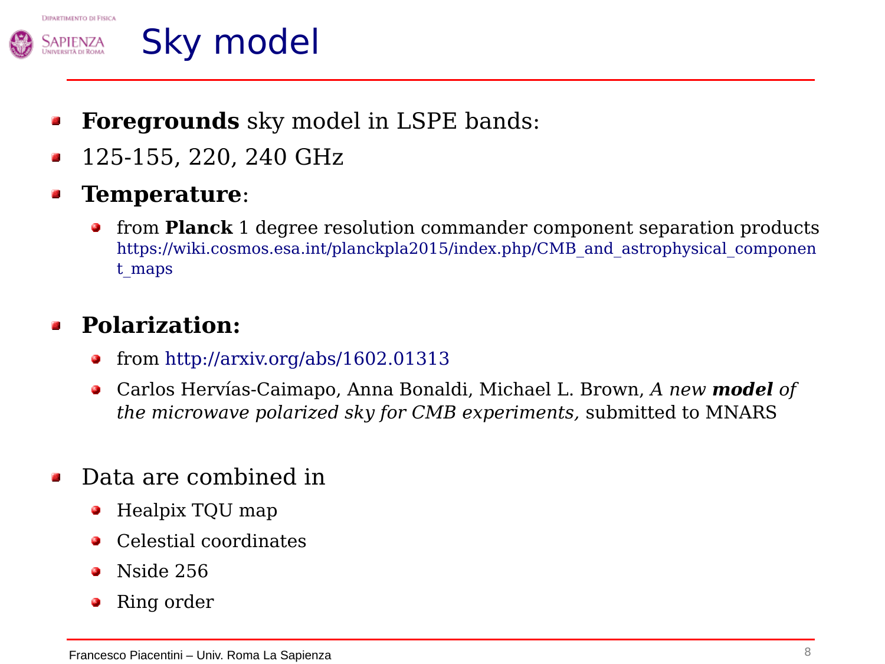# Sky model

- **Foregrounds** sky model in LSPE bands:
- 125-155, 220, 240 GHz
- **Temperature**:
  - from **Planck** 1 degree resolution commander component separation products https://wiki.cosmos.esa.int/planckpla2015/index.php/CMB_and_astrophysical_component_maps
- **Polarization:**
  - from http://arxiv.org/abs/1602.01313
  - Carlos Hervías-Caimapo, Anna Bonaldi, Michael L. Brown, *A new **model** of the microwave polarized sky for CMB experiments,* submitted to MNARS
- Data are combined in
  - Healpix TQU map
  - Celestial coordinates
  - Nside 256
  - Ring order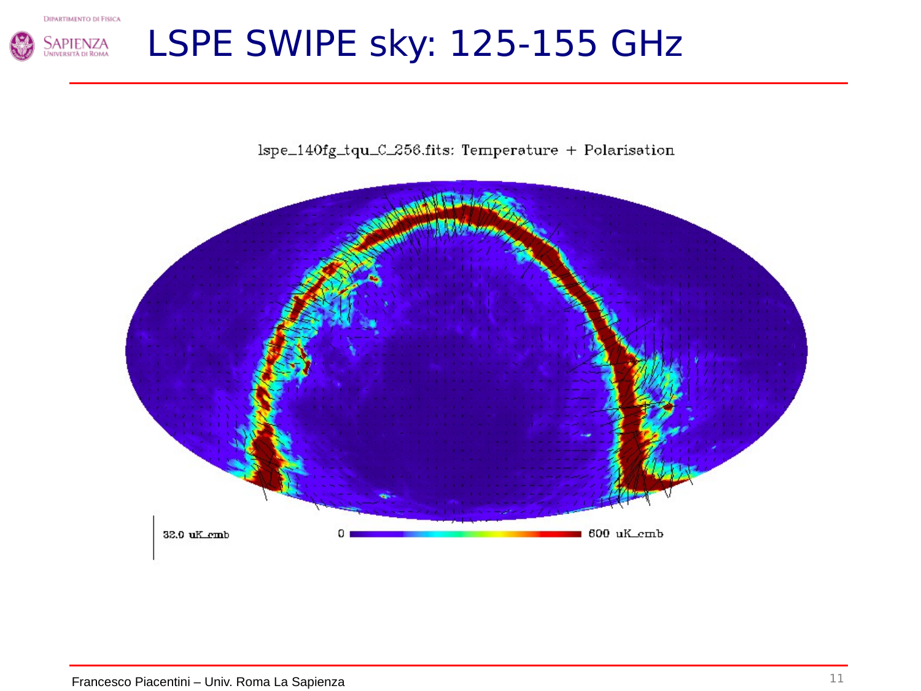# LSPE SWIPE sky: 125-155 GHz

lspe_140fg_tqu_C_256.fits: Temperature + Polarisation

32.0 uK_cmb

0 — 600 uK_cmb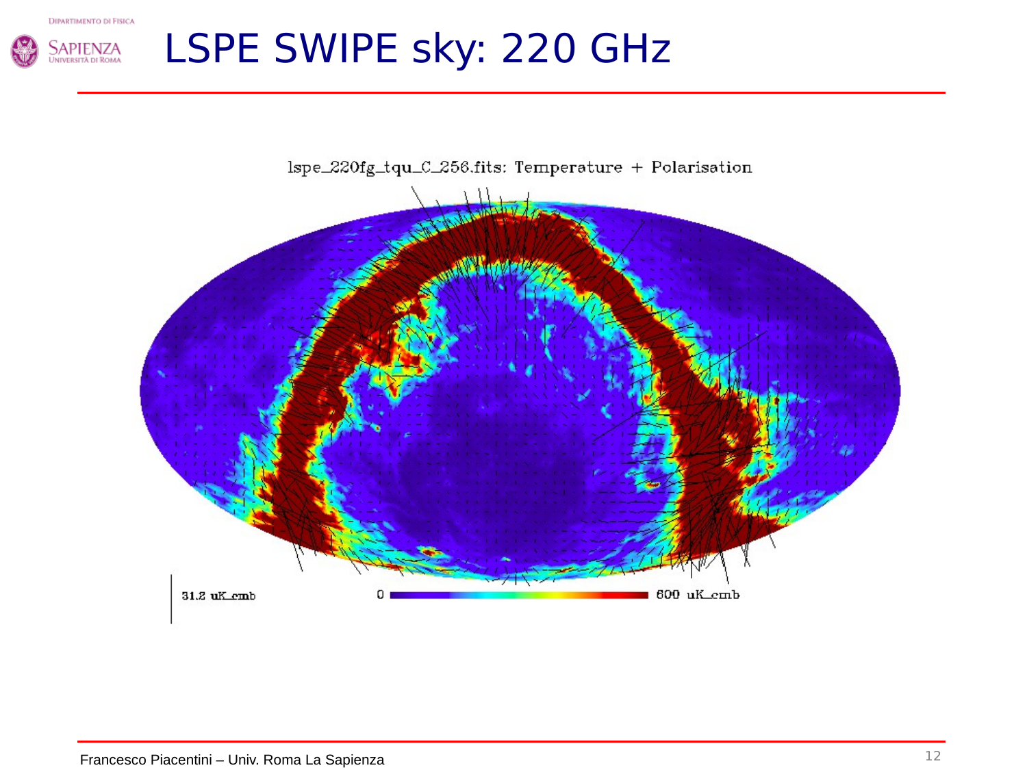# LSPE SWIPE sky: 220 GHz

lspe_220fg_tqu_C_256.fits: Temperature + Polarisation

31.2 uK_cmb

0 — 600 uK_cmb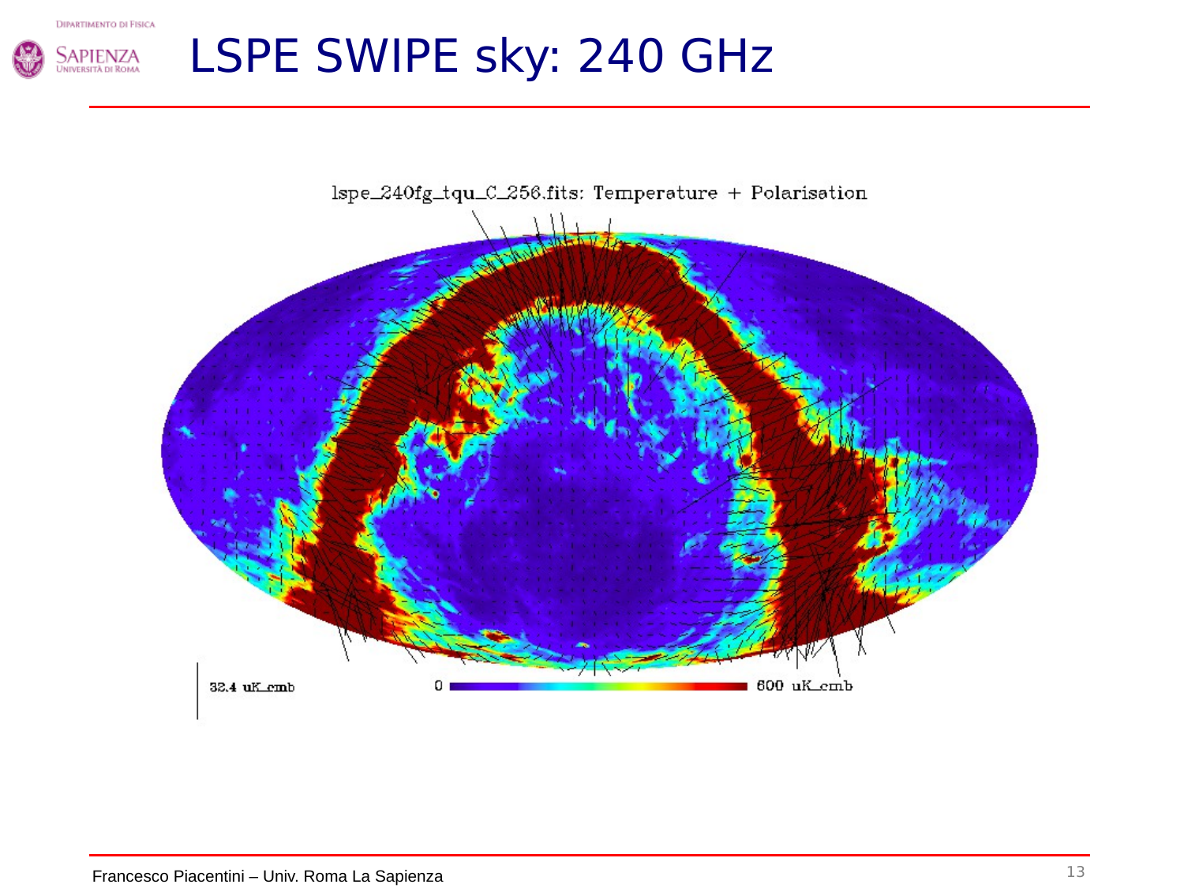# LSPE SWIPE sky: 240 GHz

lspe_240fg_tqu_C_256.fits: Temperature + Polarisation

32.4 uK_cmb

0 — 600 uK_cmb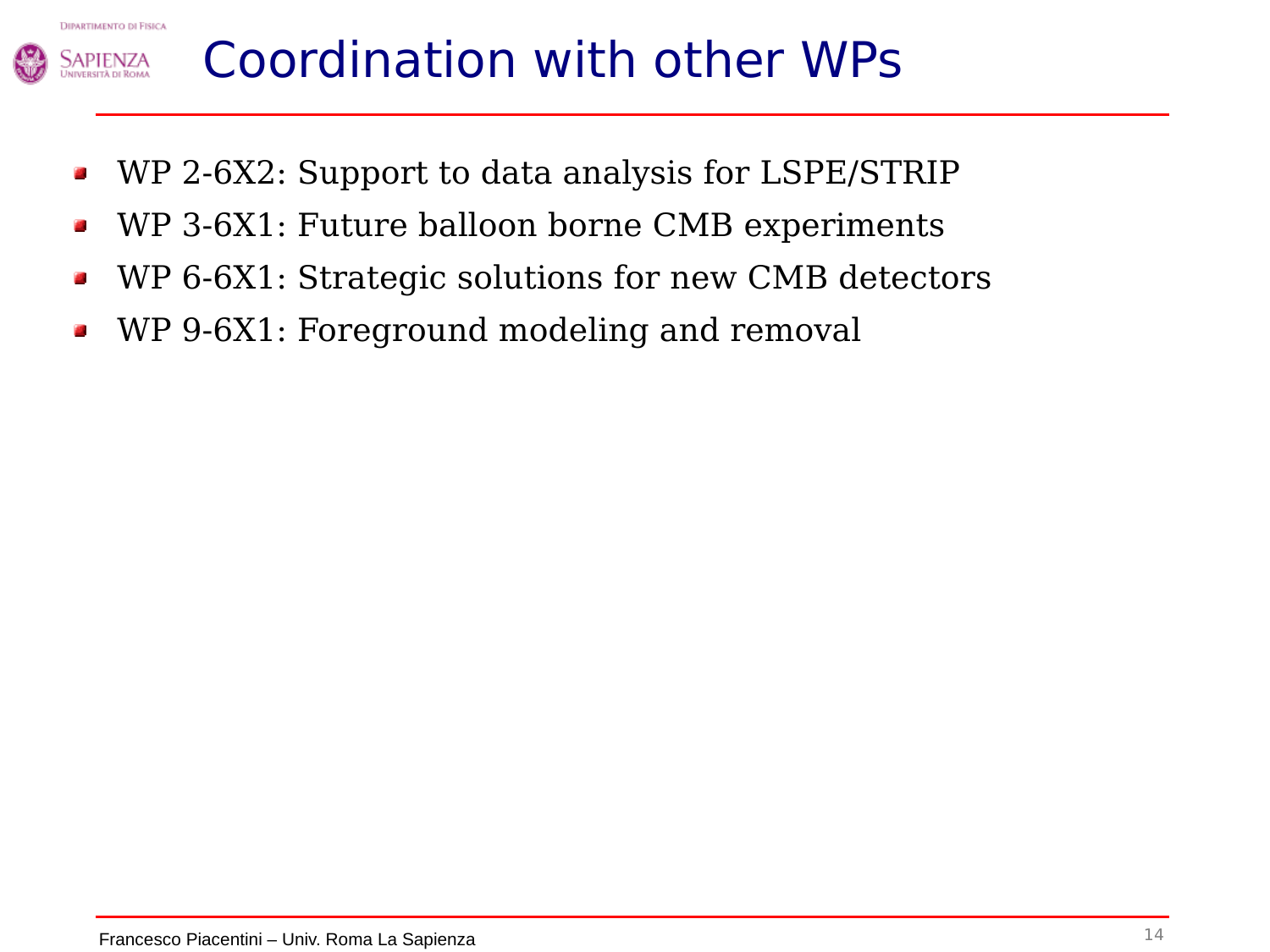# Coordination with other WPs

- WP 2-6X2: Support to data analysis for LSPE/STRIP
- WP 3-6X1: Future balloon borne CMB experiments
- WP 6-6X1: Strategic solutions for new CMB detectors
- WP 9-6X1: Foreground modeling and removal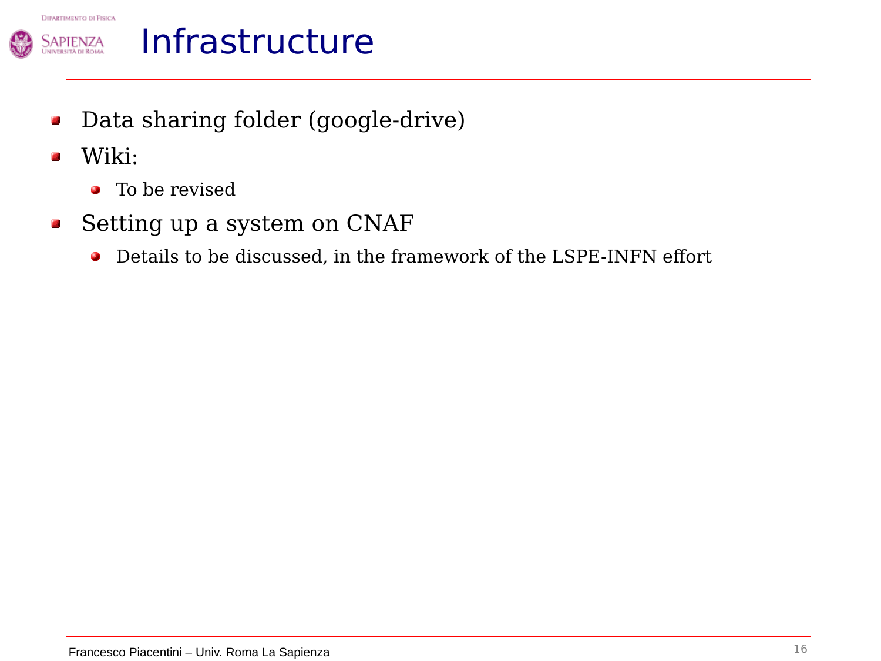# Infrastructure

- Data sharing folder (google-drive)
- Wiki:
  - To be revised
- Setting up a system on CNAF
  - Details to be discussed, in the framework of the LSPE-INFN effort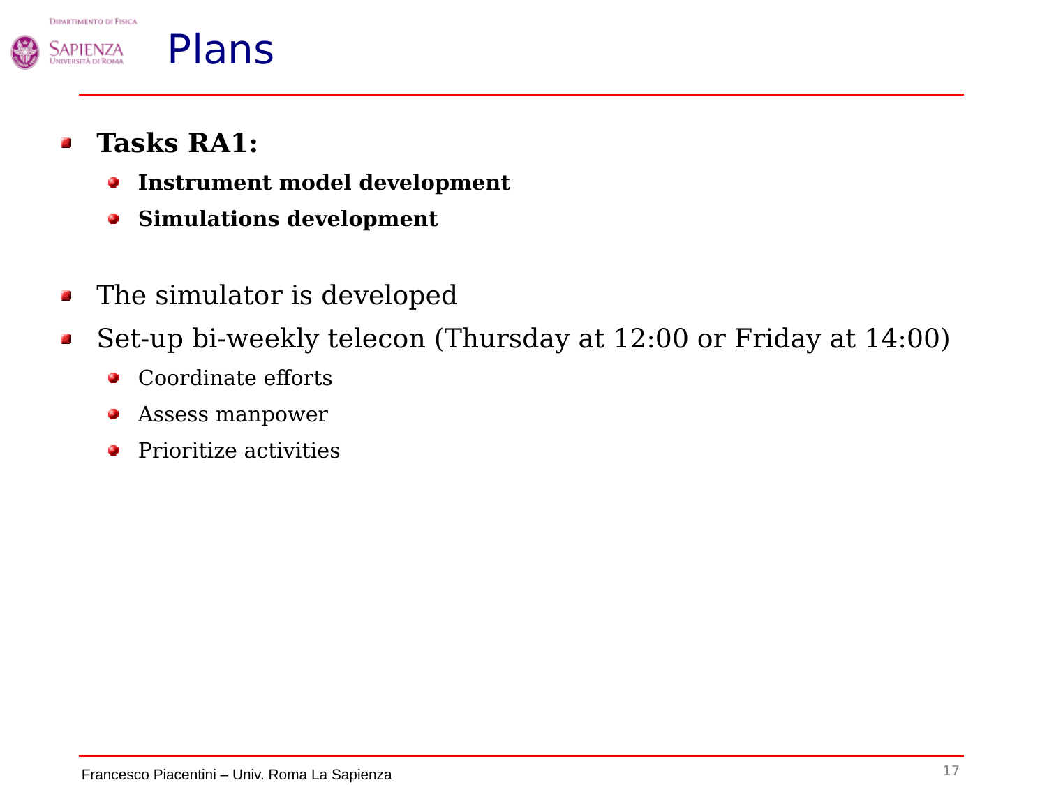# Plans

- **Tasks RA1:**
  - **Instrument model development**
  - **Simulations development**

- The simulator is developed
- Set-up bi-weekly telecon (Thursday at 12:00 or Friday at 14:00)
  - Coordinate efforts
  - Assess manpower
  - Prioritize activities